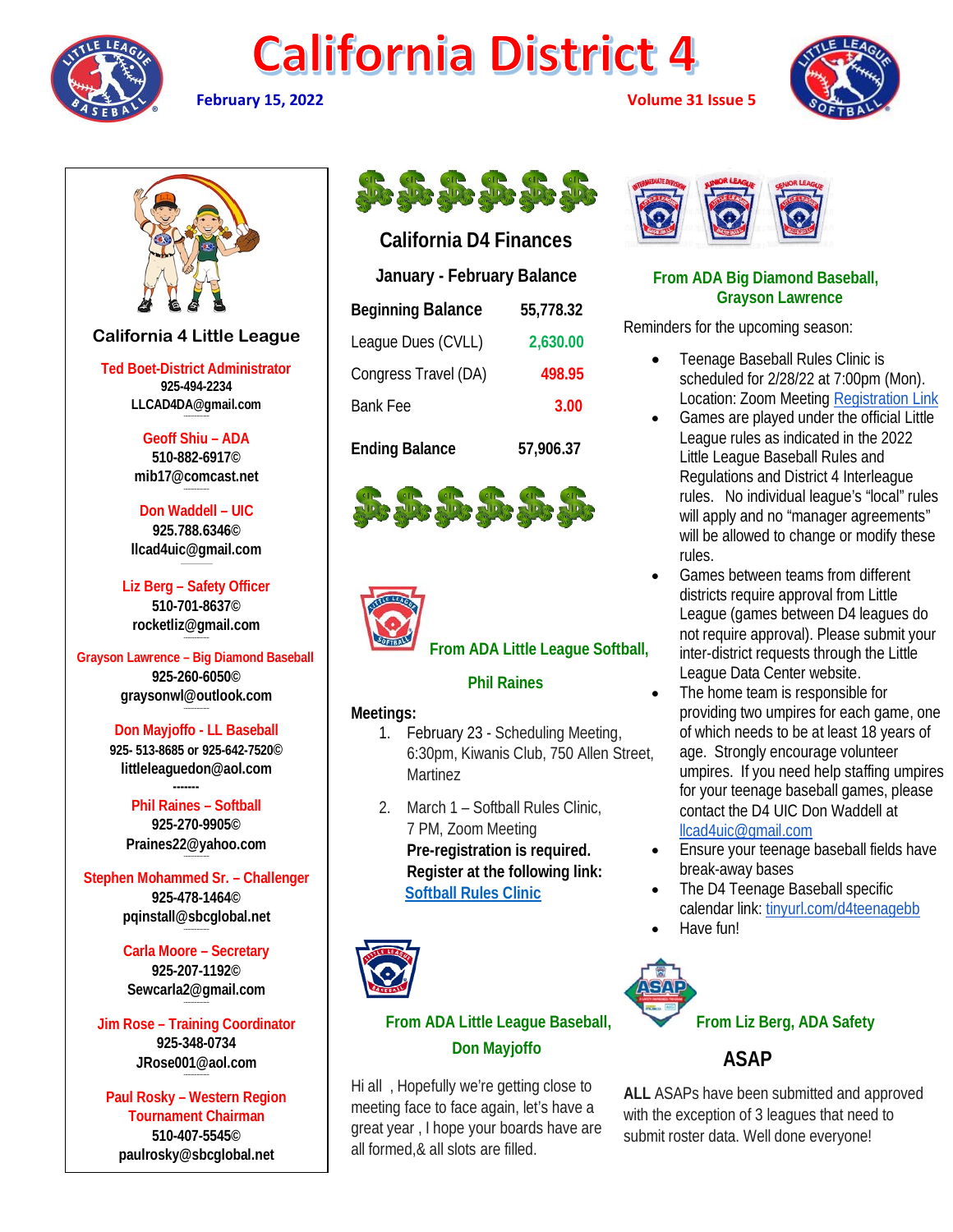# California District 4

**February 15, 2022** — **Volume 31 Issue 5**

## California 4 Little League

**Ted Boet-District Administrator**
925-494-2234
LLCAD4DA@gmail.com

**Geoff Shiu – ADA**
510-882-6917©
mib17@comcast.net

**Don Waddell – UIC**
925.788.6346©
llcad4uic@gmail.com

**Liz Berg – Safety Officer**
510-701-8637©
rocketliz@gmail.com

**Grayson Lawrence – Big Diamond Baseball**
925-260-6050©
graysonwl@outlook.com

**Don Mayjoffo - LL Baseball**
925- 513-8685 or 925-642-7520©
littleleaguedon@aol.com

**Phil Raines – Softball**
925-270-9905©
Praines22@yahoo.com

**Stephen Mohammed Sr. – Challenger**
925-478-1464©
pqinstall@sbcglobal.net

**Carla Moore – Secretary**
925-207-1192©
Sewcarla2@gmail.com

**Jim Rose – Training Coordinator**
925-348-0734
JRose001@aol.com

**Paul Rosky – Western Region Tournament Chairman**
510-407-5545©
paulrosky@sbcglobal.net

## California D4 Finances

### January - February Balance

| | |
|---|---|
| **Beginning Balance** | **55,778.32** |
| League Dues (CVLL) | 2,630.00 |
| Congress Travel (DA) | 498.95 |
| Bank Fee | 3.00 |
| **Ending Balance** | **57,906.37** |

### From ADA Little League Softball, Phil Raines

**Meetings:**

1. February 23 - Scheduling Meeting, 6:30pm, Kiwanis Club, 750 Allen Street, Martinez
2. March 1 – Softball Rules Clinic, 7 PM, Zoom Meeting
   **Pre-registration is required. Register at the following link:**
   Softball Rules Clinic

### From ADA Little League Baseball, Don Mayjoffo

Hi all , Hopefully we're getting close to meeting face to face again, let's have a great year , I hope your boards have are all formed,& all slots are filled.

### From ADA Big Diamond Baseball, Grayson Lawrence

Reminders for the upcoming season:

- Teenage Baseball Rules Clinic is scheduled for 2/28/22 at 7:00pm (Mon). Location: Zoom Meeting Registration Link
- Games are played under the official Little League rules as indicated in the 2022 Little League Baseball Rules and Regulations and District 4 Interleague rules. No individual league's "local" rules will apply and no "manager agreements" will be allowed to change or modify these rules.
- Games between teams from different districts require approval from Little League (games between D4 leagues do not require approval). Please submit your inter-district requests through the Little League Data Center website.
- The home team is responsible for providing two umpires for each game, one of which needs to be at least 18 years of age. Strongly encourage volunteer umpires. If you need help staffing umpires for your teenage baseball games, please contact the D4 UIC Don Waddell at llcad4uic@gmail.com
- Ensure your teenage baseball fields have break-away bases
- The D4 Teenage Baseball specific calendar link: tinyurl.com/d4teenagebb
- Have fun!

### From Liz Berg, ADA Safety

## ASAP

**ALL** ASAPs have been submitted and approved with the exception of 3 leagues that need to submit roster data. Well done everyone!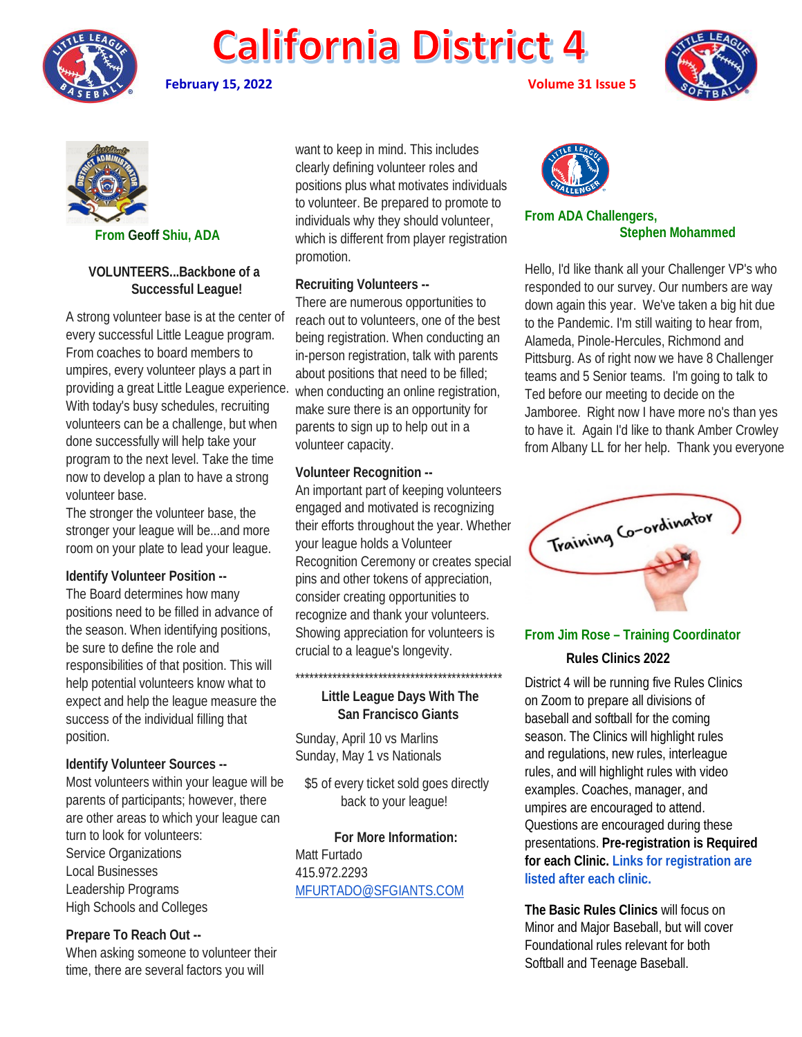# California District 4

**February 15, 2022** **Volume 31 Issue 5**

**From Geoff Shiu, ADA**

### VOLUNTEERS...Backbone of a Successful League!

A strong volunteer base is at the center of every successful Little League program. From coaches to board members to umpires, every volunteer plays a part in providing a great Little League experience. With today's busy schedules, recruiting volunteers can be a challenge, but when done successfully will help take your program to the next level. Take the time now to develop a plan to have a strong volunteer base.

The stronger the volunteer base, the stronger your league will be...and more room on your plate to lead your league.

**Identify Volunteer Position --**

The Board determines how many positions need to be filled in advance of the season. When identifying positions, be sure to define the role and responsibilities of that position. This will help potential volunteers know what to expect and help the league measure the success of the individual filling that position.

**Identify Volunteer Sources --**

Most volunteers within your league will be parents of participants; however, there are other areas to which your league can turn to look for volunteers:

Service Organizations
Local Businesses
Leadership Programs
High Schools and Colleges

**Prepare To Reach Out --**

When asking someone to volunteer their time, there are several factors you will want to keep in mind. This includes clearly defining volunteer roles and positions plus what motivates individuals to volunteer. Be prepared to promote to individuals why they should volunteer, which is different from player registration promotion.

**Recruiting Volunteers --**

There are numerous opportunities to reach out to volunteers, one of the best being registration. When conducting an in-person registration, talk with parents about positions that need to be filled; when conducting an online registration, make sure there is an opportunity for parents to sign up to help out in a volunteer capacity.

**Volunteer Recognition --**

An important part of keeping volunteers engaged and motivated is recognizing their efforts throughout the year. Whether your league holds a Volunteer Recognition Ceremony or creates special pins and other tokens of appreciation, consider creating opportunities to recognize and thank your volunteers. Showing appreciation for volunteers is crucial to a league's longevity.

*************************************************

### Little League Days With The San Francisco Giants

Sunday, April 10 vs Marlins
Sunday, May 1 vs Nationals

$5 of every ticket sold goes directly back to your league!

**For More Information:**

Matt Furtado
415.972.2293
MFURTADO@SFGIANTS.COM

**From ADA Challengers, Stephen Mohammed**

Hello, I'd like thank all your Challenger VP's who responded to our survey. Our numbers are way down again this year. We've taken a big hit due to the Pandemic. I'm still waiting to hear from, Alameda, Pinole-Hercules, Richmond and Pittsburg. As of right now we have 8 Challenger teams and 5 Senior teams. I'm going to talk to Ted before our meeting to decide on the Jamboree. Right now I have more no's than yes to have it. Again I'd like to thank Amber Crowley from Albany LL for her help. Thank you everyone

**From Jim Rose – Training Coordinator**

### Rules Clinics 2022

District 4 will be running five Rules Clinics on Zoom to prepare all divisions of baseball and softball for the coming season. The Clinics will highlight rules and regulations, new rules, interleague rules, and will highlight rules with video examples. Coaches, manager, and umpires are encouraged to attend. Questions are encouraged during these presentations. **Pre-registration is Required for each Clinic. Links for registration are listed after each clinic.**

**The Basic Rules Clinics** will focus on Minor and Major Baseball, but will cover Foundational rules relevant for both Softball and Teenage Baseball.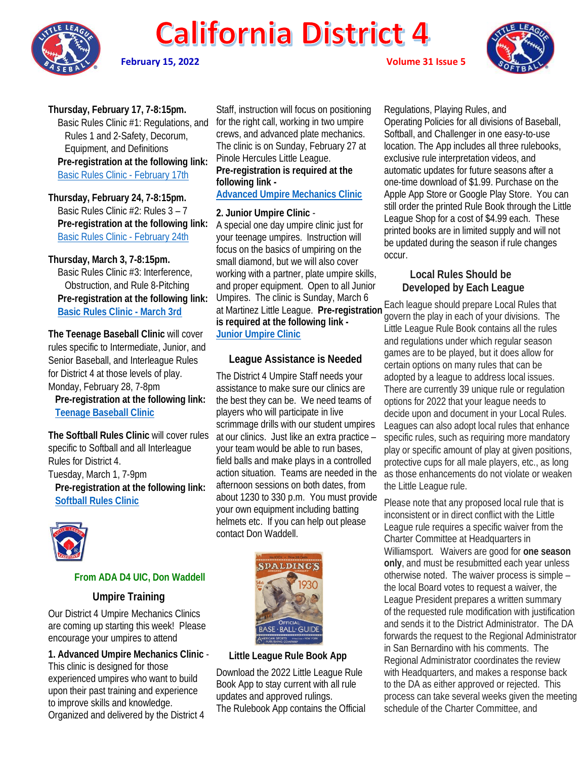# California District 4

**February 15, 2022** **Volume 31 Issue 5**

**Thursday, February 17, 7-8:15pm.**
Basic Rules Clinic #1: Regulations, and Rules 1 and 2-Safety, Decorum, Equipment, and Definitions
**Pre-registration at the following link:**
Basic Rules Clinic - February 17th

**Thursday, February 24, 7-8:15pm.**
Basic Rules Clinic #2: Rules 3 – 7
**Pre-registration at the following link:**
Basic Rules Clinic - February 24th

**Thursday, March 3, 7-8:15pm.**
Basic Rules Clinic #3: Interference, Obstruction, and Rule 8-Pitching
**Pre-registration at the following link:**
**Basic Rules Clinic - March 3rd**

**The Teenage Baseball Clinic** will cover rules specific to Intermediate, Junior, and Senior Baseball, and Interleague Rules for District 4 at those levels of play. Monday, February 28, 7-8pm
**Pre-registration at the following link:**
**Teenage Baseball Clinic**

**The Softball Rules Clinic** will cover rules specific to Softball and all Interleague Rules for District 4.
Tuesday, March 1, 7-9pm
**Pre-registration at the following link:**
**Softball Rules Clinic**

### From ADA D4 UIC, Don Waddell

## Umpire Training

Our District 4 Umpire Mechanics Clinics are coming up starting this week! Please encourage your umpires to attend

**1. Advanced Umpire Mechanics Clinic** - This clinic is designed for those experienced umpires who want to build upon their past training and experience to improve skills and knowledge. Organized and delivered by the District 4 Staff, instruction will focus on positioning for the right call, working in two umpire crews, and advanced plate mechanics. The clinic is on Sunday, February 27 at Pinole Hercules Little League. **Pre-registration is required at the following link -**
**Advanced Umpire Mechanics Clinic**

**2. Junior Umpire Clinic** - A special one day umpire clinic just for your teenage umpires. Instruction will focus on the basics of umpiring on the small diamond, but we will also cover working with a partner, plate umpire skills, and proper equipment. Open to all Junior Umpires. The clinic is Sunday, March 6 at Martinez Little League. **Pre-registration is required at the following link -**
**Junior Umpire Clinic**

## League Assistance is Needed

The District 4 Umpire Staff needs your assistance to make sure our clinics are the best they can be. We need teams of players who will participate in live scrimmage drills with our student umpires at our clinics. Just like an extra practice – your team would be able to run bases, field balls and make plays in a controlled action situation. Teams are needed in the afternoon sessions on both dates, from about 1230 to 330 p.m. You must provide your own equipment including batting helmets etc. If you can help out please contact Don Waddell.

## Little League Rule Book App

Download the 2022 Little League Rule Book App to stay current with all rule updates and approved rulings. The Rulebook App contains the Official Regulations, Playing Rules, and Operating Policies for all divisions of Baseball, Softball, and Challenger in one easy-to-use location. The App includes all three rulebooks, exclusive rule interpretation videos, and automatic updates for future seasons after a one-time download of $1.99. Purchase on the Apple App Store or Google Play Store. You can still order the printed Rule Book through the Little League Shop for a cost of $4.99 each. These printed books are in limited supply and will not be updated during the season if rule changes occur.

## Local Rules Should be Developed by Each League

Each league should prepare Local Rules that govern the play in each of your divisions. The Little League Rule Book contains all the rules and regulations under which regular season games are to be played, but it does allow for certain options on many rules that can be adopted by a league to address local issues. There are currently 39 unique rule or regulation options for 2022 that your league needs to decide upon and document in your Local Rules. Leagues can also adopt local rules that enhance specific rules, such as requiring more mandatory play or specific amount of play at given positions, protective cups for all male players, etc., as long as those enhancements do not violate or weaken the Little League rule.

Please note that any proposed local rule that is inconsistent or in direct conflict with the Little League rule requires a specific waiver from the Charter Committee at Headquarters in Williamsport. Waivers are good for **one season only**, and must be resubmitted each year unless otherwise noted. The waiver process is simple – the local Board votes to request a waiver, the League President prepares a written summary of the requested rule modification with justification and sends it to the District Administrator. The DA forwards the request to the Regional Administrator in San Bernardino with his comments. The Regional Administrator coordinates the review with Headquarters, and makes a response back to the DA as either approved or rejected. This process can take several weeks given the meeting schedule of the Charter Committee, and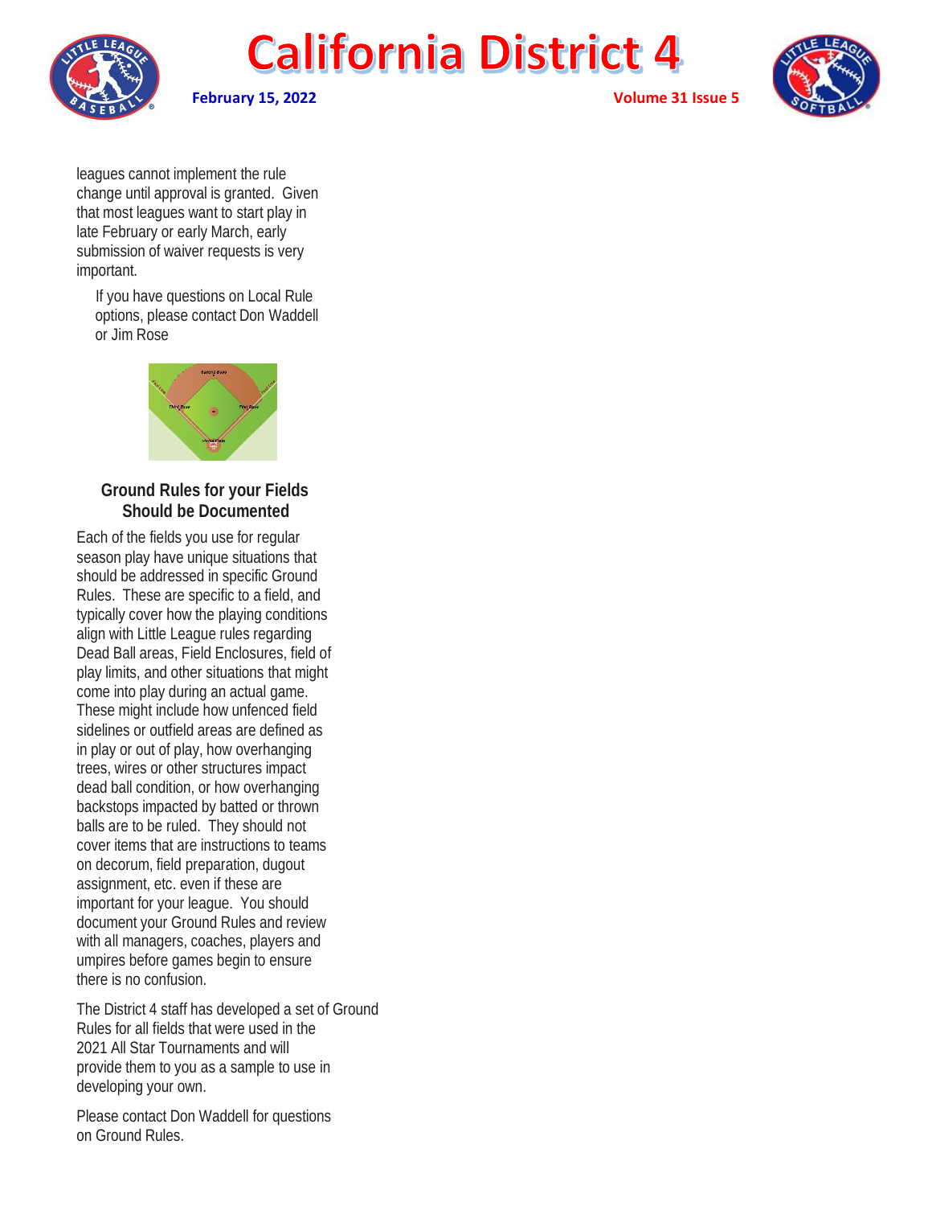leagues cannot implement the rule change until approval is granted. Given that most leagues want to start play in late February or early March, early submission of waiver requests is very important.

If you have questions on Local Rule options, please contact Don Waddell or Jim Rose

## Ground Rules for your Fields Should be Documented

Each of the fields you use for regular season play have unique situations that should be addressed in specific Ground Rules. These are specific to a field, and typically cover how the playing conditions align with Little League rules regarding Dead Ball areas, Field Enclosures, field of play limits, and other situations that might come into play during an actual game. These might include how unfenced field sidelines or outfield areas are defined as in play or out of play, how overhanging trees, wires or other structures impact dead ball condition, or how overhanging backstops impacted by batted or thrown balls are to be ruled. They should not cover items that are instructions to teams on decorum, field preparation, dugout assignment, etc. even if these are important for your league. You should document your Ground Rules and review with all managers, coaches, players and umpires before games begin to ensure there is no confusion.

The District 4 staff has developed a set of Ground Rules for all fields that were used in the 2021 All Star Tournaments and will provide them to you as a sample to use in developing your own.

Please contact Don Waddell for questions on Ground Rules.